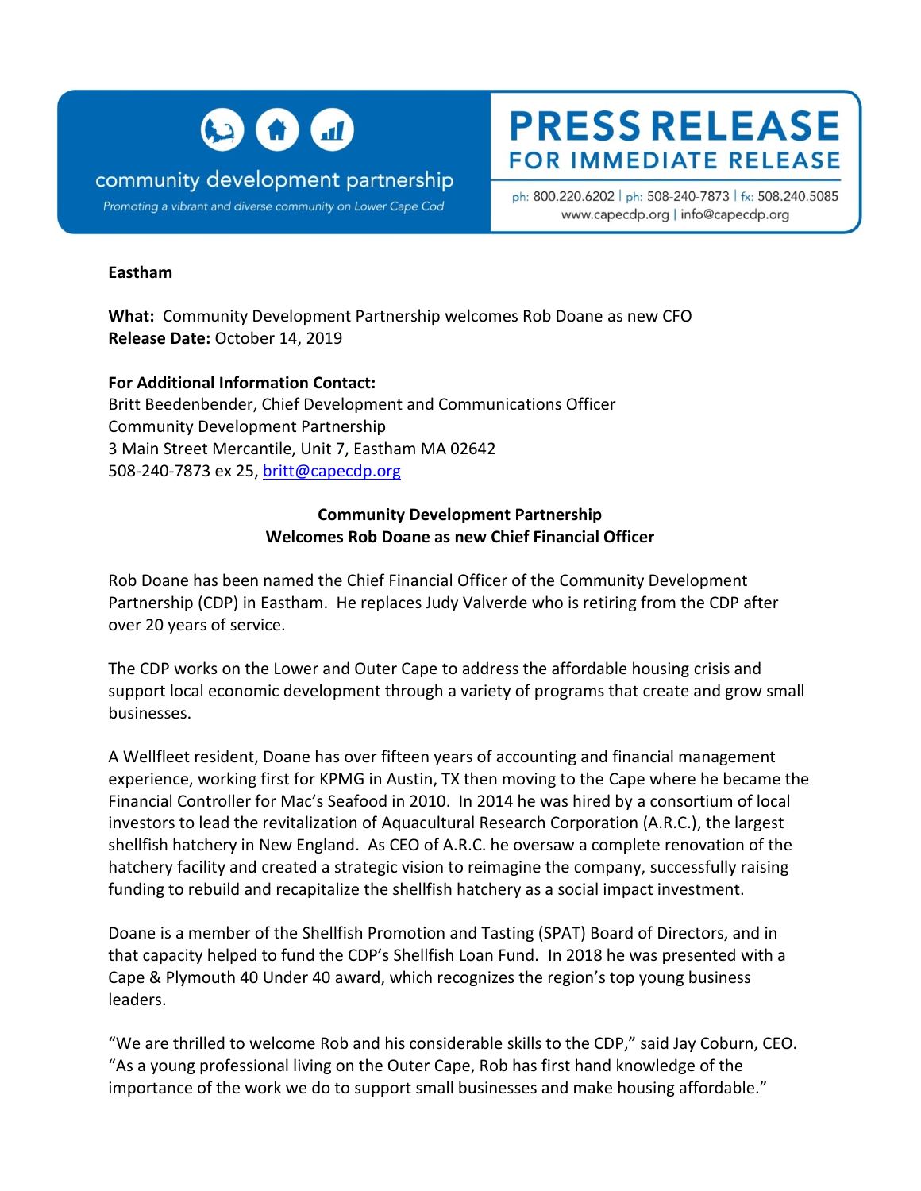community development partnership

*Promoting a vibrant and diverse community on Lower Cape Cod*

# PRESS RELEASE
## FOR IMMEDIATE RELEASE

ph: 800.220.6202 | ph: 508-240-7873 | fx: 508.240.5085
www.capecdp.org | info@capecdp.org

**Eastham**

**What:** Community Development Partnership welcomes Rob Doane as new CFO
**Release Date:** October 14, 2019

**For Additional Information Contact:**
Britt Beedenbender, Chief Development and Communications Officer
Community Development Partnership
3 Main Street Mercantile, Unit 7, Eastham MA 02642
508-240-7873 ex 25, britt@capecdp.org

**Community Development Partnership**
**Welcomes Rob Doane as new Chief Financial Officer**

Rob Doane has been named the Chief Financial Officer of the Community Development Partnership (CDP) in Eastham. He replaces Judy Valverde who is retiring from the CDP after over 20 years of service.

The CDP works on the Lower and Outer Cape to address the affordable housing crisis and support local economic development through a variety of programs that create and grow small businesses.

A Wellfleet resident, Doane has over fifteen years of accounting and financial management experience, working first for KPMG in Austin, TX then moving to the Cape where he became the Financial Controller for Mac's Seafood in 2010. In 2014 he was hired by a consortium of local investors to lead the revitalization of Aquacultural Research Corporation (A.R.C.), the largest shellfish hatchery in New England. As CEO of A.R.C. he oversaw a complete renovation of the hatchery facility and created a strategic vision to reimagine the company, successfully raising funding to rebuild and recapitalize the shellfish hatchery as a social impact investment.

Doane is a member of the Shellfish Promotion and Tasting (SPAT) Board of Directors, and in that capacity helped to fund the CDP's Shellfish Loan Fund. In 2018 he was presented with a Cape & Plymouth 40 Under 40 award, which recognizes the region's top young business leaders.

"We are thrilled to welcome Rob and his considerable skills to the CDP," said Jay Coburn, CEO. "As a young professional living on the Outer Cape, Rob has first hand knowledge of the importance of the work we do to support small businesses and make housing affordable."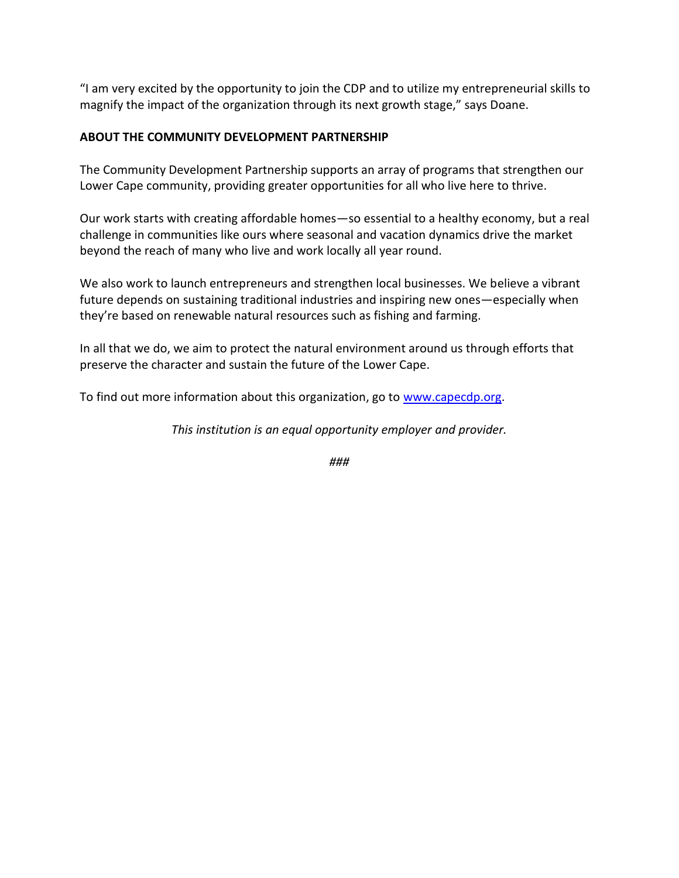"I am very excited by the opportunity to join the CDP and to utilize my entrepreneurial skills to magnify the impact of the organization through its next growth stage," says Doane.

**ABOUT THE COMMUNITY DEVELOPMENT PARTNERSHIP**

The Community Development Partnership supports an array of programs that strengthen our Lower Cape community, providing greater opportunities for all who live here to thrive.

Our work starts with creating affordable homes—so essential to a healthy economy, but a real challenge in communities like ours where seasonal and vacation dynamics drive the market beyond the reach of many who live and work locally all year round.

We also work to launch entrepreneurs and strengthen local businesses. We believe a vibrant future depends on sustaining traditional industries and inspiring new ones—especially when they're based on renewable natural resources such as fishing and farming.

In all that we do, we aim to protect the natural environment around us through efforts that preserve the character and sustain the future of the Lower Cape.

To find out more information about this organization, go to [www.capecdp.org](http://www.capecdp.org).

*This institution is an equal opportunity employer and provider.*

*###*